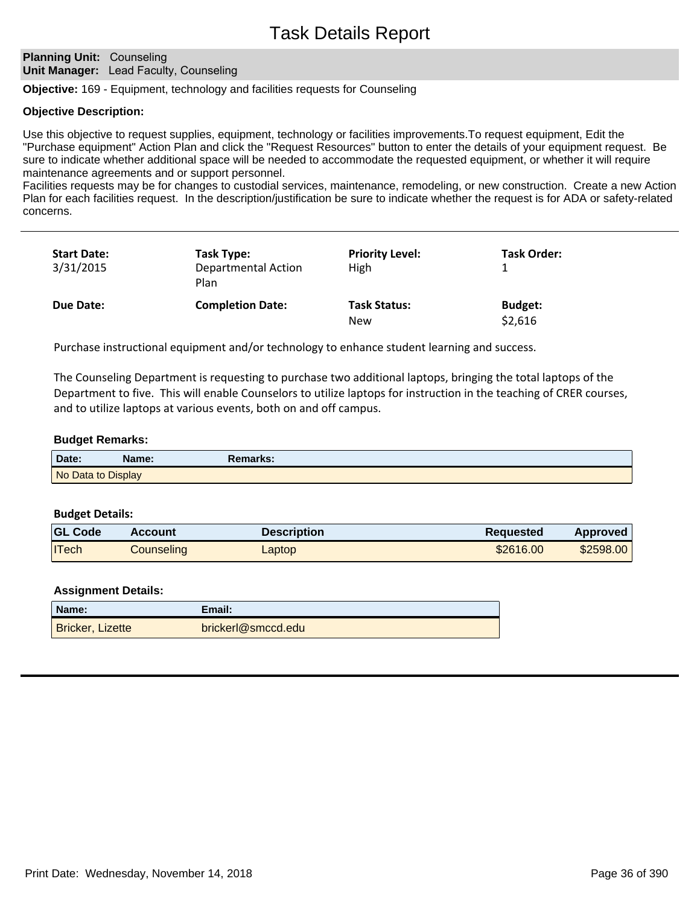# Task Details Report

**Planning Unit:** Counseling
**Unit Manager:** Lead Faculty, Counseling

**Objective:** 169 - Equipment, technology and facilities requests for Counseling

**Objective Description:**

Use this objective to request supplies, equipment, technology or facilities improvements.To request equipment, Edit the "Purchase equipment" Action Plan and click the "Request Resources" button to enter the details of your equipment request. Be sure to indicate whether additional space will be needed to accommodate the requested equipment, or whether it will require maintenance agreements and or support personnel.
Facilities requests may be for changes to custodial services, maintenance, remodeling, or new construction. Create a new Action Plan for each facilities request. In the description/justification be sure to indicate whether the request is for ADA or safety-related concerns.

---

| **Start Date:** | **Task Type:** | **Priority Level:** | **Task Order:** |
|---|---|---|---|
| 3/31/2015 | Departmental Action Plan | High | 1 |
| **Due Date:** | **Completion Date:** | **Task Status:** | **Budget:** |
| | | New | $2,616 |

Purchase instructional equipment and/or technology to enhance student learning and success.

The Counseling Department is requesting to purchase two additional laptops, bringing the total laptops of the Department to five. This will enable Counselors to utilize laptops for instruction in the teaching of CRER courses, and to utilize laptops at various events, both on and off campus.

**Budget Remarks:**

| Date: | Name: | Remarks: |
|---|---|---|
| No Data to Display | | |

**Budget Details:**

| GL Code | Account | Description | Requested | Approved |
|---|---|---|---|---|
| ITech | Counseling | Laptop | $2616.00 | $2598.00 |

**Assignment Details:**

| Name: | Email: |
|---|---|
| Bricker, Lizette | brickerl@smccd.edu |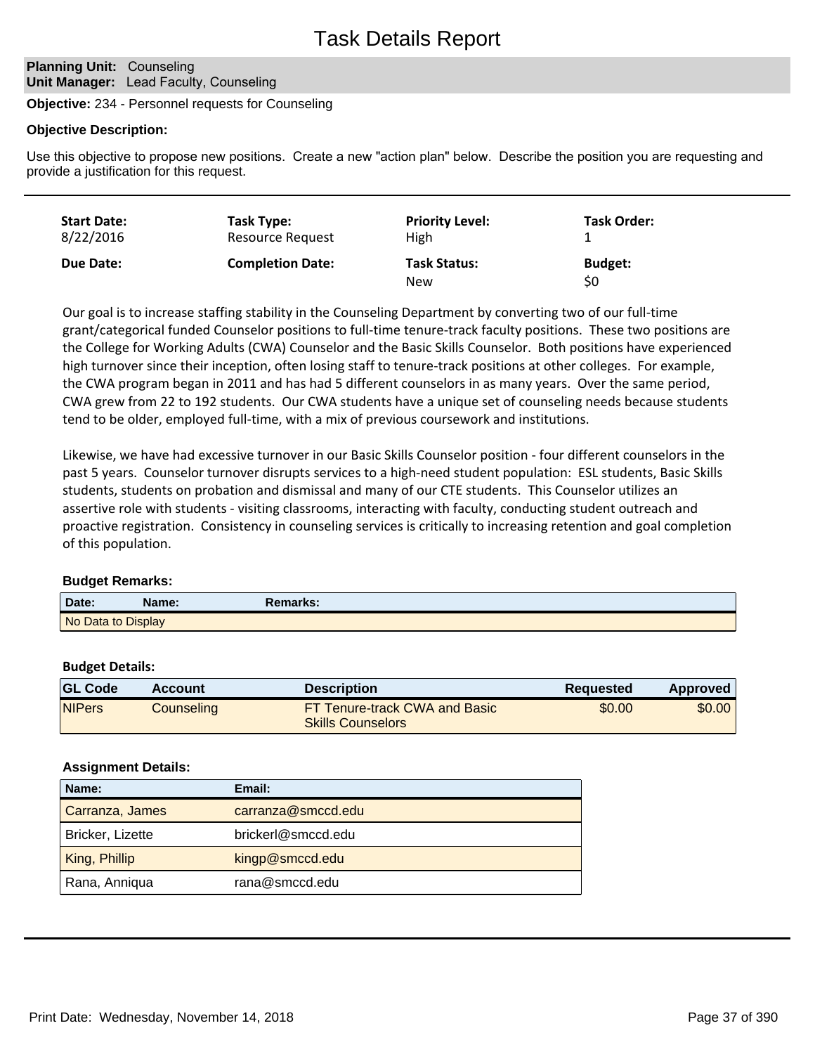# Task Details Report

**Planning Unit:** Counseling
**Unit Manager:** Lead Faculty, Counseling

**Objective:** 234 - Personnel requests for Counseling

**Objective Description:**

Use this objective to propose new positions. Create a new "action plan" below. Describe the position you are requesting and provide a justification for this request.

---

| **Start Date:** | **Task Type:** | **Priority Level:** | **Task Order:** |
|---|---|---|---|
| 8/22/2016 | Resource Request | High | 1 |
| **Due Date:** | **Completion Date:** | **Task Status:** | **Budget:** |
| | | New | $0 |

Our goal is to increase staffing stability in the Counseling Department by converting two of our full-time grant/categorical funded Counselor positions to full-time tenure-track faculty positions. These two positions are the College for Working Adults (CWA) Counselor and the Basic Skills Counselor. Both positions have experienced high turnover since their inception, often losing staff to tenure-track positions at other colleges. For example, the CWA program began in 2011 and has had 5 different counselors in as many years. Over the same period, CWA grew from 22 to 192 students. Our CWA students have a unique set of counseling needs because students tend to be older, employed full-time, with a mix of previous coursework and institutions.

Likewise, we have had excessive turnover in our Basic Skills Counselor position - four different counselors in the past 5 years. Counselor turnover disrupts services to a high-need student population: ESL students, Basic Skills students, students on probation and dismissal and many of our CTE students. This Counselor utilizes an assertive role with students - visiting classrooms, interacting with faculty, conducting student outreach and proactive registration. Consistency in counseling services is critically to increasing retention and goal completion of this population.

**Budget Remarks:**

| Date: | Name: | Remarks: |
|---|---|---|
| No Data to Display | | |

**Budget Details:**

| GL Code | Account | Description | Requested | Approved |
|---|---|---|---|---|
| NIPers | Counseling | FT Tenure-track CWA and Basic Skills Counselors | $0.00 | $0.00 |

**Assignment Details:**

| Name: | Email: |
|---|---|
| Carranza, James | carranza@smccd.edu |
| Bricker, Lizette | brickerl@smccd.edu |
| King, Phillip | kingp@smccd.edu |
| Rana, Anniqua | rana@smccd.edu |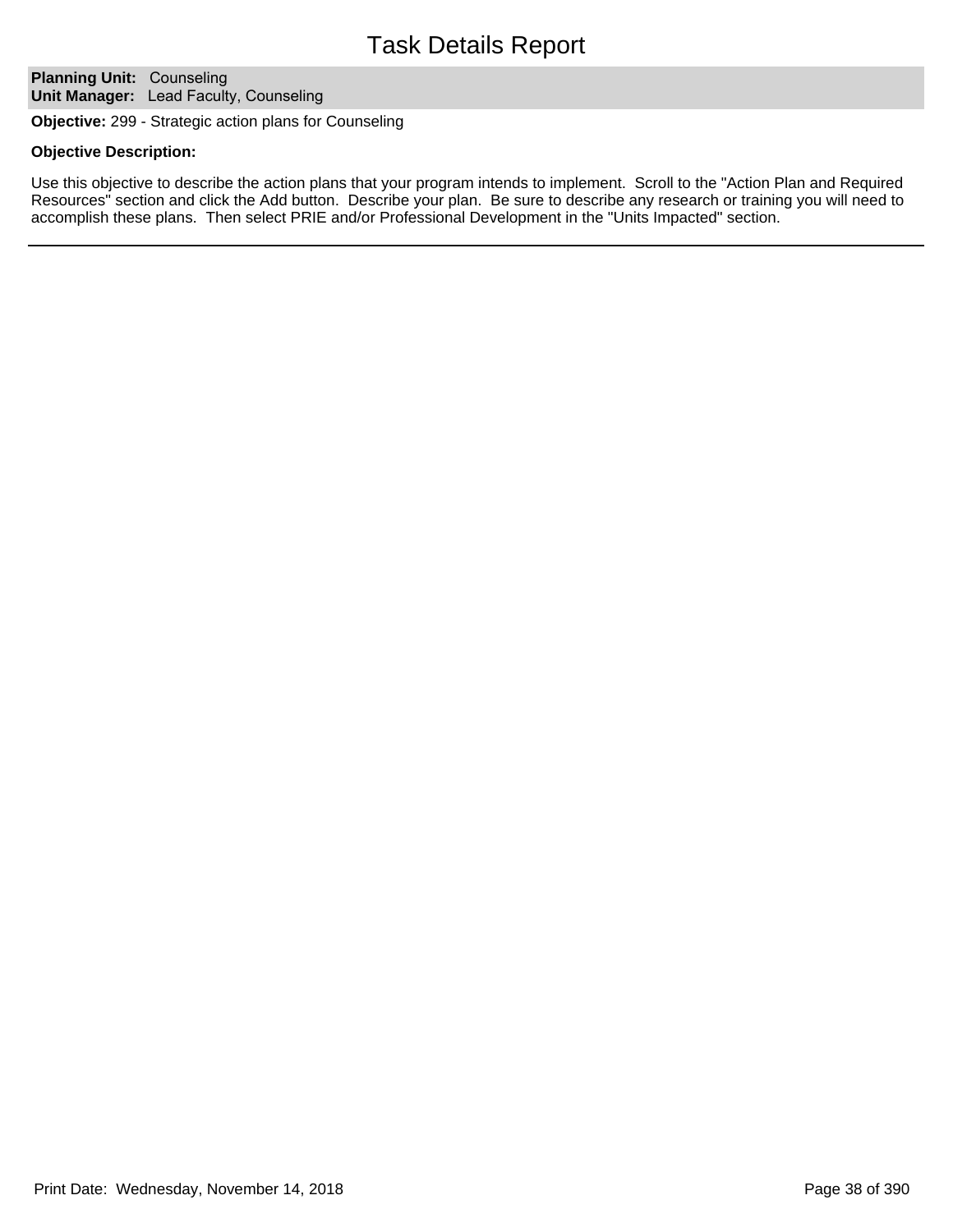# Task Details Report

**Planning Unit:** Counseling
**Unit Manager:** Lead Faculty, Counseling

**Objective:** 299 - Strategic action plans for Counseling

**Objective Description:**

Use this objective to describe the action plans that your program intends to implement. Scroll to the "Action Plan and Required Resources" section and click the Add button. Describe your plan. Be sure to describe any research or training you will need to accomplish these plans. Then select PRIE and/or Professional Development in the "Units Impacted" section.

---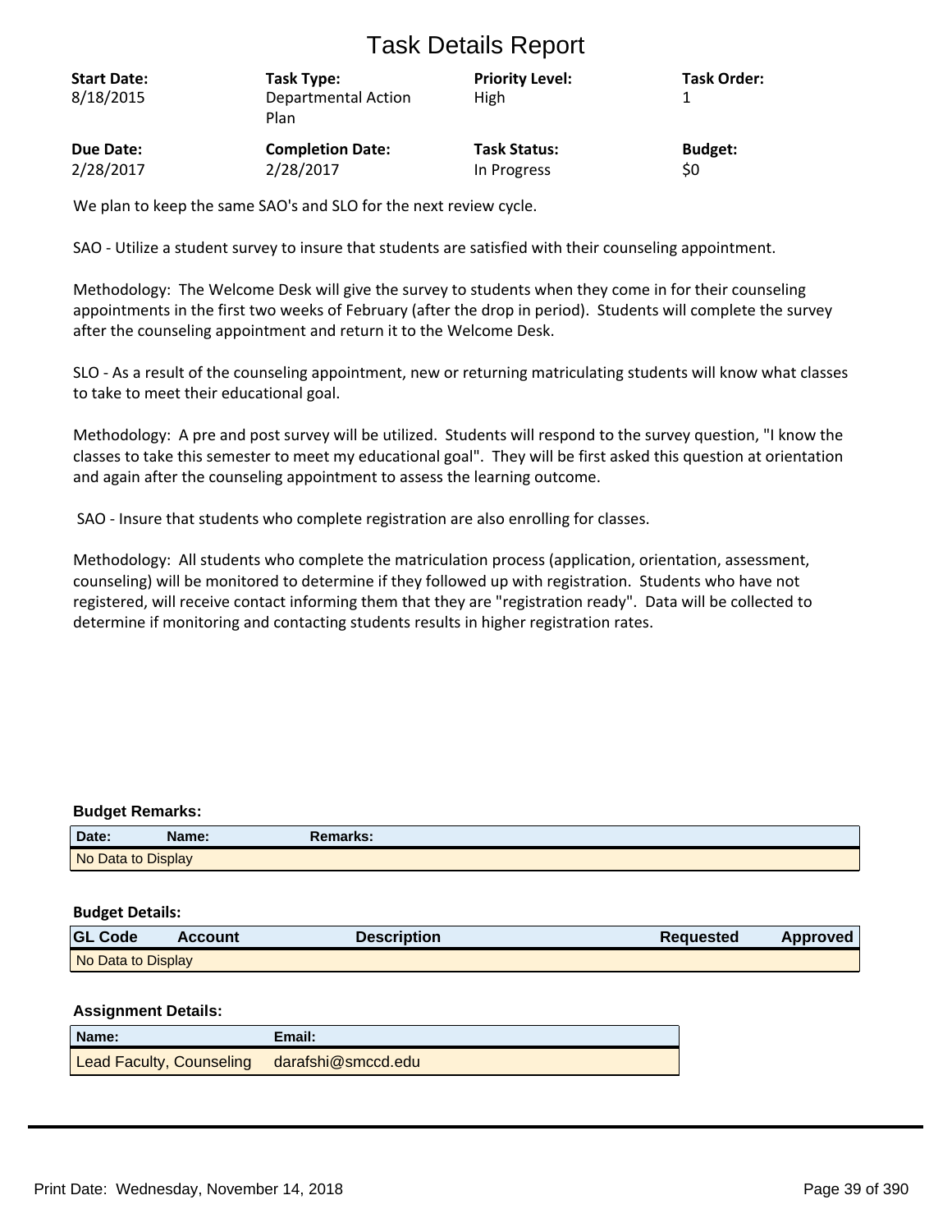# Task Details Report

| Start Date: | Task Type: | Priority Level: | Task Order: |
|---|---|---|---|
| 8/18/2015 | Departmental Action Plan | High | 1 |
| **Due Date:** | **Completion Date:** | **Task Status:** | **Budget:** |
| 2/28/2017 | 2/28/2017 | In Progress | $0 |

We plan to keep the same SAO's and SLO for the next review cycle.

SAO - Utilize a student survey to insure that students are satisfied with their counseling appointment.

Methodology: The Welcome Desk will give the survey to students when they come in for their counseling appointments in the first two weeks of February (after the drop in period). Students will complete the survey after the counseling appointment and return it to the Welcome Desk.

SLO - As a result of the counseling appointment, new or returning matriculating students will know what classes to take to meet their educational goal.

Methodology: A pre and post survey will be utilized. Students will respond to the survey question, "I know the classes to take this semester to meet my educational goal". They will be first asked this question at orientation and again after the counseling appointment to assess the learning outcome.

SAO - Insure that students who complete registration are also enrolling for classes.

Methodology: All students who complete the matriculation process (application, orientation, assessment, counseling) will be monitored to determine if they followed up with registration. Students who have not registered, will receive contact informing them that they are "registration ready". Data will be collected to determine if monitoring and contacting students results in higher registration rates.

**Budget Remarks:**

| Date: | Name: | Remarks: |
|---|---|---|
| No Data to Display | | |

**Budget Details:**

| GL Code | Account | Description | Requested | Approved |
|---|---|---|---|---|
| No Data to Display | | | | |

**Assignment Details:**

| Name: | Email: |
|---|---|
| Lead Faculty, Counseling | darafshi@smccd.edu |

Print Date: Wednesday, November 14, 2018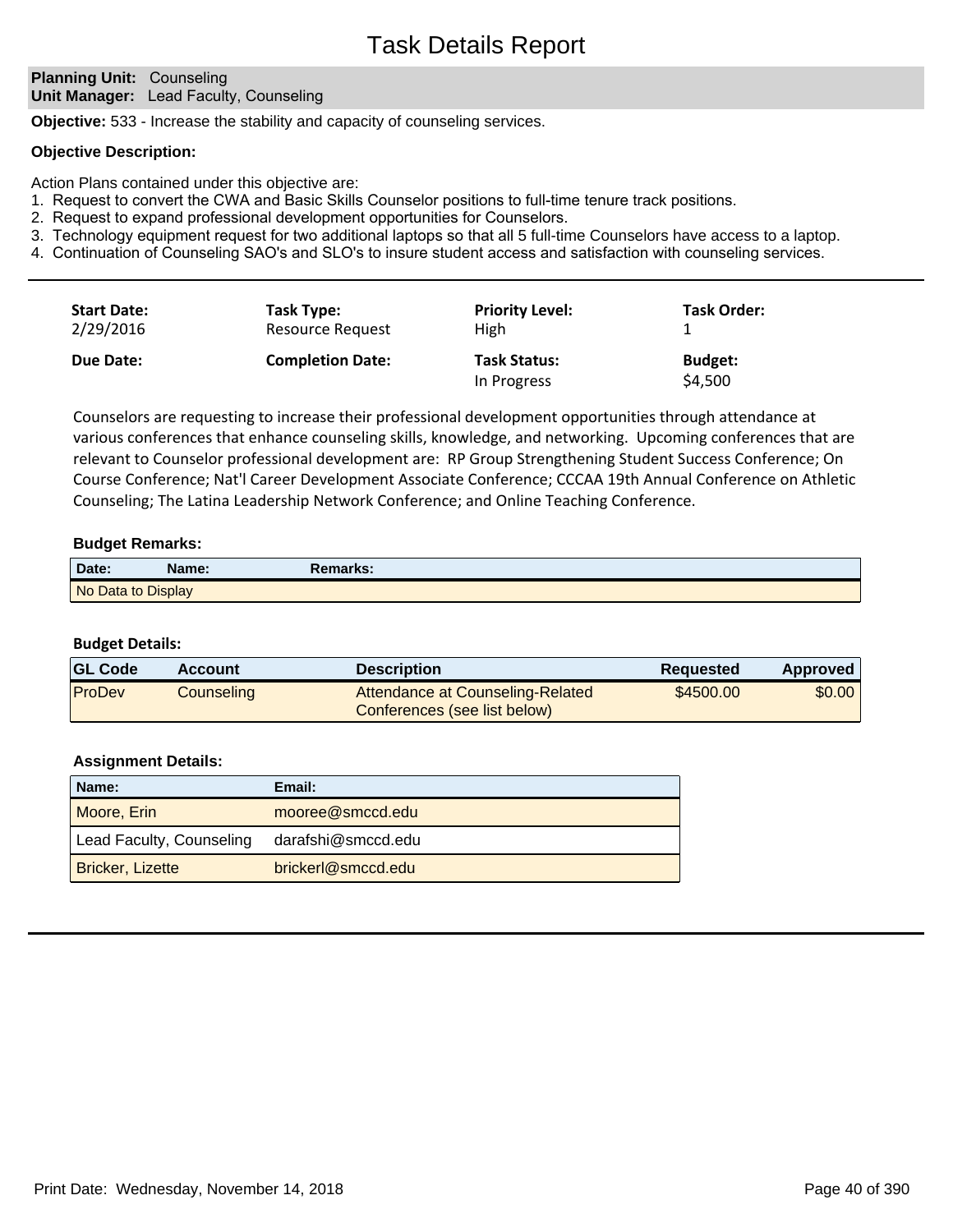# Task Details Report

**Planning Unit:** Counseling
**Unit Manager:** Lead Faculty, Counseling

**Objective:** 533 - Increase the stability and capacity of counseling services.

**Objective Description:**

Action Plans contained under this objective are:

1. Request to convert the CWA and Basic Skills Counselor positions to full-time tenure track positions.
2. Request to expand professional development opportunities for Counselors.
3. Technology equipment request for two additional laptops so that all 5 full-time Counselors have access to a laptop.
4. Continuation of Counseling SAO's and SLO's to insure student access and satisfaction with counseling services.

---

| Start Date: | Task Type: | Priority Level: | Task Order: |
|---|---|---|---|
| 2/29/2016 | Resource Request | High | 1 |
| **Due Date:** | **Completion Date:** | **Task Status:** | **Budget:** |
| | | In Progress | $4,500 |

Counselors are requesting to increase their professional development opportunities through attendance at various conferences that enhance counseling skills, knowledge, and networking. Upcoming conferences that are relevant to Counselor professional development are: RP Group Strengthening Student Success Conference; On Course Conference; Nat'l Career Development Associate Conference; CCCAA 19th Annual Conference on Athletic Counseling; The Latina Leadership Network Conference; and Online Teaching Conference.

**Budget Remarks:**

| Date: | Name: | Remarks: |
|---|---|---|
| No Data to Display | | |

**Budget Details:**

| GL Code | Account | Description | Requested | Approved |
|---|---|---|---|---|
| ProDev | Counseling | Attendance at Counseling-Related Conferences (see list below) | $4500.00 | $0.00 |

**Assignment Details:**

| Name: | Email: |
|---|---|
| Moore, Erin | mooree@smccd.edu |
| Lead Faculty, Counseling | darafshi@smccd.edu |
| Bricker, Lizette | brickerl@smccd.edu |